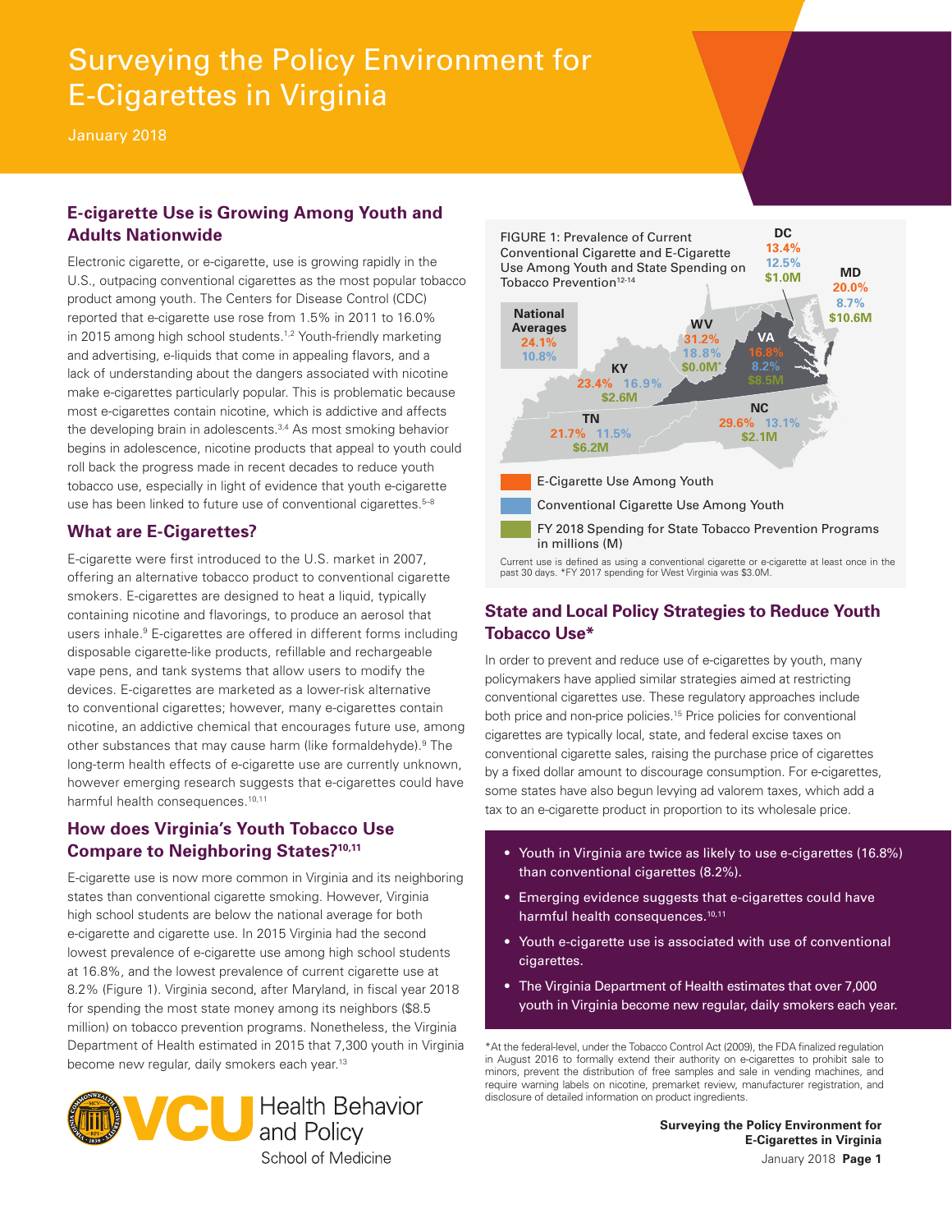# Surveying the Policy Environment for E-Cigarettes in Virginia

January 2018

## E-cigarette Use is Growing Among Youth and Adults Nationwide

Electronic cigarette, or e-cigarette, use is growing rapidly in the U.S., outpacing conventional cigarettes as the most popular tobacco product among youth. The Centers for Disease Control (CDC) reported that e-cigarette use rose from 1.5% in 2011 to 16.0% in 2015 among high school students.[1,2] Youth-friendly marketing and advertising, e-liquids that come in appealing flavors, and a lack of understanding about the dangers associated with nicotine make e-cigarettes particularly popular. This is problematic because most e-cigarettes contain nicotine, which is addictive and affects the developing brain in adolescents.[3,4] As most smoking behavior begins in adolescence, nicotine products that appeal to youth could roll back the progress made in recent decades to reduce youth tobacco use, especially in light of evidence that youth e-cigarette use has been linked to future use of conventional cigarettes.[5–8]

## What are E-Cigarettes?

E-cigarette were first introduced to the U.S. market in 2007, offering an alternative tobacco product to conventional cigarette smokers. E-cigarettes are designed to heat a liquid, typically containing nicotine and flavorings, to produce an aerosol that users inhale.[9] E-cigarettes are offered in different forms including disposable cigarette-like products, refillable and rechargeable vape pens, and tank systems that allow users to modify the devices. E-cigarettes are marketed as a lower-risk alternative to conventional cigarettes; however, many e-cigarettes contain nicotine, an addictive chemical that encourages future use, among other substances that may cause harm (like formaldehyde).[9] The long-term health effects of e-cigarette use are currently unknown, however emerging research suggests that e-cigarettes could have harmful health consequences.[10,11]

## How does Virginia's Youth Tobacco Use Compare to Neighboring States?[10,11]

E-cigarette use is now more common in Virginia and its neighboring states than conventional cigarette smoking. However, Virginia high school students are below the national average for both e-cigarette and cigarette use. In 2015 Virginia had the second lowest prevalence of e-cigarette use among high school students at 16.8%, and the lowest prevalence of current cigarette use at 8.2% (Figure 1). Virginia second, after Maryland, in fiscal year 2018 for spending the most state money among its neighbors ($8.5 million) on tobacco prevention programs. Nonetheless, the Virginia Department of Health estimated in 2015 that 7,300 youth in Virginia become new regular, daily smokers each year.[13]

FIGURE 1: Prevalence of Current Conventional Cigarette and E-Cigarette Use Among Youth and State Spending on Tobacco Prevention[12-14]

National Averages
24.1%
10.8%

DC
13.4%
12.5%
$1.0M

MD
20.0%
8.7%
$10.6M

WV
31.2%
18.8%
$0.0M*

VA
16.8%
8.2%
$8.5M

KY
23.4% 16.9%
$2.6M

TN
21.7% 11.5%
$6.2M

NC
29.6% 13.1%
$2.1M

E-Cigarette Use Among Youth
Conventional Cigarette Use Among Youth
FY 2018 Spending for State Tobacco Prevention Programs in millions (M)

Current use is defined as using a conventional cigarette or e-cigarette at least once in the past 30 days. *FY 2017 spending for West Virginia was $3.0M.

## State and Local Policy Strategies to Reduce Youth Tobacco Use*

In order to prevent and reduce use of e-cigarettes by youth, many policymakers have applied similar strategies aimed at restricting conventional cigarettes use. These regulatory approaches include both price and non-price policies.[15] Price policies for conventional cigarettes are typically local, state, and federal excise taxes on conventional cigarette sales, raising the purchase price of cigarettes by a fixed dollar amount to discourage consumption. For e-cigarettes, some states have also begun levying ad valorem taxes, which add a tax to an e-cigarette product in proportion to its wholesale price.

- Youth in Virginia are twice as likely to use e-cigarettes (16.8%) than conventional cigarettes (8.2%).
- Emerging evidence suggests that e-cigarettes could have harmful health consequences.[10,11]
- Youth e-cigarette use is associated with use of conventional cigarettes.
- The Virginia Department of Health estimates that over 7,000 youth in Virginia become new regular, daily smokers each year.

*At the federal-level, under the Tobacco Control Act (2009), the FDA finalized regulation in August 2016 to formally extend their authority on e-cigarettes to prohibit sale to minors, prevent the distribution of free samples and sale in vending machines, and require warning labels on nicotine, premarket review, manufacturer registration, and disclosure of detailed information on product ingredients.

VCU Health Behavior and Policy
School of Medicine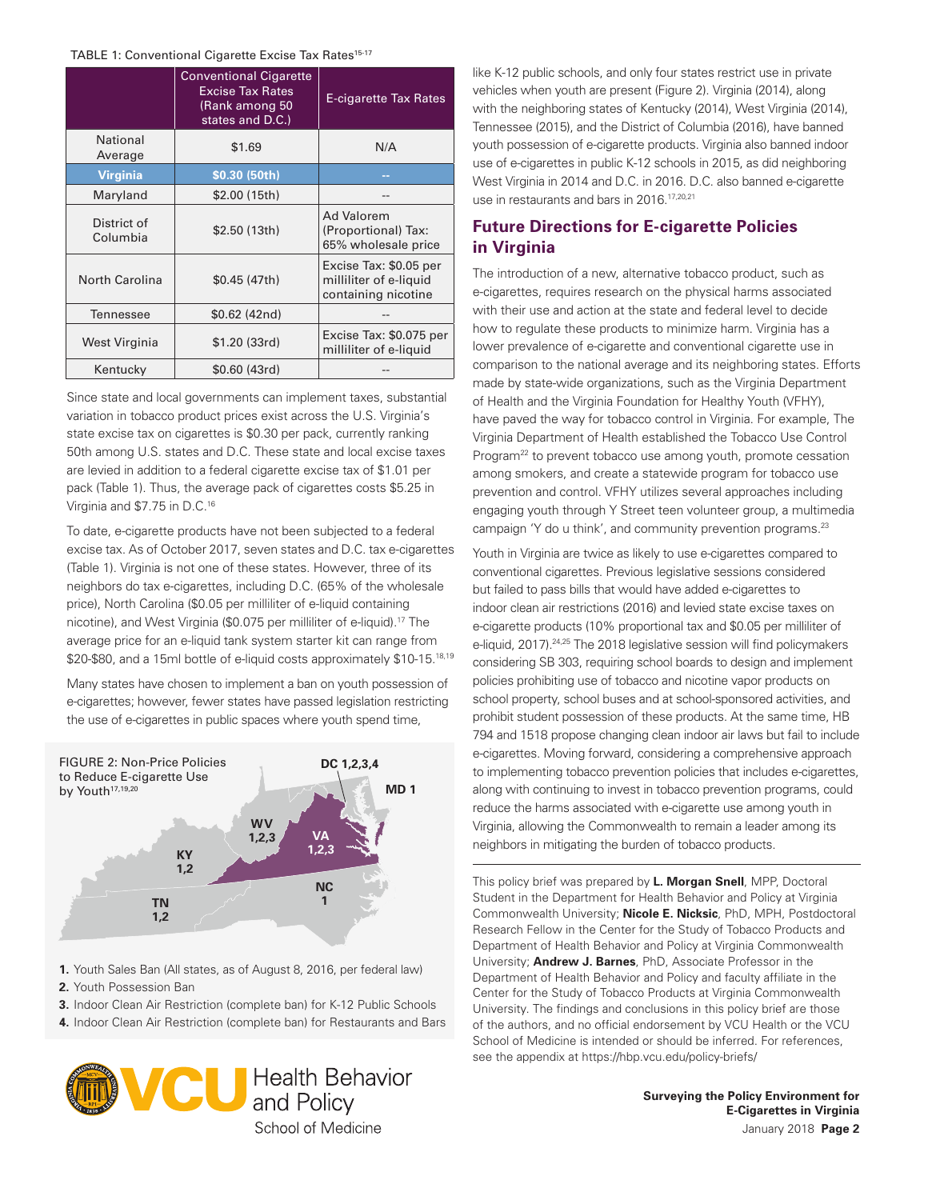TABLE 1: Conventional Cigarette Excise Tax Rates[15-17]

| | Conventional Cigarette Excise Tax Rates (Rank among 50 states and D.C.) | E-cigarette Tax Rates |
|---|---|---|
| National Average | $1.69 | N/A |
| **Virginia** | **$0.30 (50th)** | -- |
| Maryland | $2.00 (15th) | -- |
| District of Columbia | $2.50 (13th) | Ad Valorem (Proportional) Tax: 65% wholesale price |
| North Carolina | $0.45 (47th) | Excise Tax: $0.05 per milliliter of e-liquid containing nicotine |
| Tennessee | $0.62 (42nd) | -- |
| West Virginia | $1.20 (33rd) | Excise Tax: $0.075 per milliliter of e-liquid |
| Kentucky | $0.60 (43rd) | -- |

Since state and local governments can implement taxes, substantial variation in tobacco product prices exist across the U.S. Virginia's state excise tax on cigarettes is $0.30 per pack, currently ranking 50th among U.S. states and D.C. These state and local excise taxes are levied in addition to a federal cigarette excise tax of $1.01 per pack (Table 1). Thus, the average pack of cigarettes costs $5.25 in Virginia and $7.75 in D.C.[16]

To date, e-cigarette products have not been subjected to a federal excise tax. As of October 2017, seven states and D.C. tax e-cigarettes (Table 1). Virginia is not one of these states. However, three of its neighbors do tax e-cigarettes, including D.C. (65% of the wholesale price), North Carolina ($0.05 per milliliter of e-liquid containing nicotine), and West Virginia ($0.075 per milliliter of e-liquid).[17] The average price for an e-liquid tank system starter kit can range from $20-$80, and a 15ml bottle of e-liquid costs approximately $10-15.[18,19]

Many states have chosen to implement a ban on youth possession of e-cigarettes; however, fewer states have passed legislation restricting the use of e-cigarettes in public spaces where youth spend time, like K-12 public schools, and only four states restrict use in private vehicles when youth are present (Figure 2). Virginia (2014), along with the neighboring states of Kentucky (2014), West Virginia (2014), Tennessee (2015), and the District of Columbia (2016), have banned youth possession of e-cigarette products. Virginia also banned indoor use of e-cigarettes in public K-12 schools in 2015, as did neighboring West Virginia in 2014 and D.C. in 2016. D.C. also banned e-cigarette use in restaurants and bars in 2016.[17,20,21]

FIGURE 2: Non-Price Policies to Reduce E-cigarette Use by Youth[17,19,20]

DC 1,2,3,4
MD 1
WV 1,2,3
VA 1,2,3
KY 1,2
NC 1
TN 1,2

1. Youth Sales Ban (All states, as of August 8, 2016, per federal law)
2. Youth Possession Ban
3. Indoor Clean Air Restriction (complete ban) for K-12 Public Schools
4. Indoor Clean Air Restriction (complete ban) for Restaurants and Bars

## Future Directions for E-cigarette Policies in Virginia

The introduction of a new, alternative tobacco product, such as e-cigarettes, requires research on the physical harms associated with their use and action at the state and federal level to decide how to regulate these products to minimize harm. Virginia has a lower prevalence of e-cigarette and conventional cigarette use in comparison to the national average and its neighboring states. Efforts made by state-wide organizations, such as the Virginia Department of Health and the Virginia Foundation for Healthy Youth (VFHY), have paved the way for tobacco control in Virginia. For example, The Virginia Department of Health established the Tobacco Use Control Program[22] to prevent tobacco use among youth, promote cessation among smokers, and create a statewide program for tobacco use prevention and control. VFHY utilizes several approaches including engaging youth through Y Street teen volunteer group, a multimedia campaign 'Y do u think', and community prevention programs.[23]

Youth in Virginia are twice as likely to use e-cigarettes compared to conventional cigarettes. Previous legislative sessions considered but failed to pass bills that would have added e-cigarettes to indoor clean air restrictions (2016) and levied state excise taxes on e-cigarette products (10% proportional tax and $0.05 per milliliter of e-liquid, 2017).[24,25] The 2018 legislative session will find policymakers considering SB 303, requiring school boards to design and implement policies prohibiting use of tobacco and nicotine vapor products on school property, school buses and at school-sponsored activities, and prohibit student possession of these products. At the same time, HB 794 and 1518 propose changing clean indoor air laws but fail to include e-cigarettes. Moving forward, considering a comprehensive approach to implementing tobacco prevention policies that includes e-cigarettes, along with continuing to invest in tobacco prevention programs, could reduce the harms associated with e-cigarette use among youth in Virginia, allowing the Commonwealth to remain a leader among its neighbors in mitigating the burden of tobacco products.

---

This policy brief was prepared by **L. Morgan Snell**, MPP, Doctoral Student in the Department for Health Behavior and Policy at Virginia Commonwealth University; **Nicole E. Nicksic**, PhD, MPH, Postdoctoral Research Fellow in the Center for the Study of Tobacco Products and Department of Health Behavior and Policy at Virginia Commonwealth University; **Andrew J. Barnes**, PhD, Associate Professor in the Department of Health Behavior and Policy and faculty affiliate in the Center for the Study of Tobacco Products at Virginia Commonwealth University. The findings and conclusions in this policy brief are those of the authors, and no official endorsement by VCU Health or the VCU School of Medicine is intended or should be inferred. For references, see the appendix at https://hbp.vcu.edu/policy-briefs/

VCU Health Behavior and Policy
School of Medicine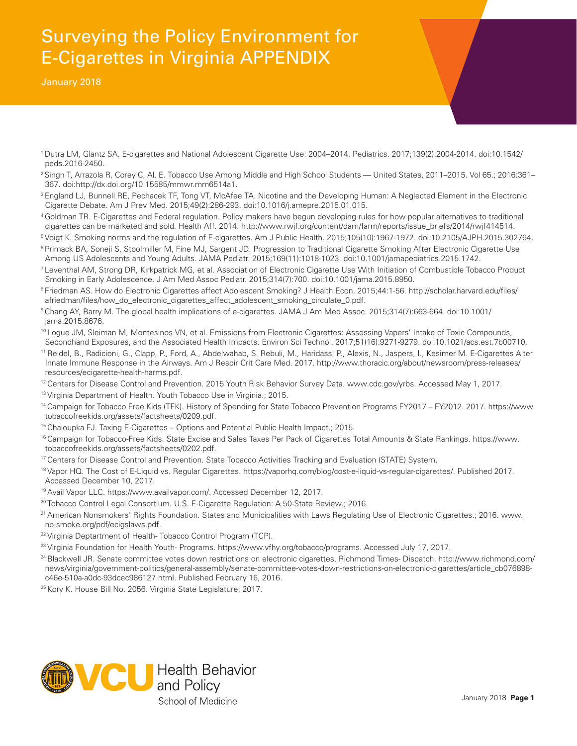# Surveying the Policy Environment for E-Cigarettes in Virginia APPENDIX

January 2018

[1] Dutra LM, Glantz SA. E-cigarettes and National Adolescent Cigarette Use: 2004–2014. Pediatrics. 2017;139(2):2004-2014. doi:10.1542/peds.2016-2450.

[2] Singh T, Arrazola R, Corey C, Al. E. Tobacco Use Among Middle and High School Students — United States, 2011–2015. Vol 65.; 2016:361–367. doi:http://dx.doi.org/10.15585/mmwr.mm6514a1.

[3] England LJ, Bunnell RE, Pechacek TF, Tong VT, McAfee TA. Nicotine and the Developing Human: A Neglected Element in the Electronic Cigarette Debate. Am J Prev Med. 2015;49(2):286-293. doi:10.1016/j.amepre.2015.01.015.

[4] Goldman TR. E-Cigarettes and Federal regulation. Policy makers have begun developing rules for how popular alternatives to traditional cigarettes can be marketed and sold. Health Aff. 2014. http://www.rwjf.org/content/dam/farm/reports/issue_briefs/2014/rwjf414514.

[5] Voigt K. Smoking norms and the regulation of E-cigarettes. Am J Public Health. 2015;105(10):1967-1972. doi:10.2105/AJPH.2015.302764.

[6] Primack BA, Soneji S, Stoolmiller M, Fine MJ, Sargent JD. Progression to Traditional Cigarette Smoking After Electronic Cigarette Use Among US Adolescents and Young Adults. JAMA Pediatr. 2015;169(11):1018-1023. doi:10.1001/jamapediatrics.2015.1742.

[7] Leventhal AM, Strong DR, Kirkpatrick MG, et al. Association of Electronic Cigarette Use With Initiation of Combustible Tobacco Product Smoking in Early Adolescence. J Am Med Assoc Pediatr. 2015;314(7):700. doi:10.1001/jama.2015.8950.

[8] Friedman AS. How do Electronic Cigarettes affect Adolescent Smoking? J Health Econ. 2015;44:1-56. http://scholar.harvard.edu/files/afriedman/files/how_do_electronic_cigarettes_affect_adolescent_smoking_circulate_0.pdf.

[9] Chang AY, Barry M. The global health implications of e-cigarettes. JAMA J Am Med Assoc. 2015;314(7):663-664. doi:10.1001/jama.2015.8676.

[10] Logue JM, Sleiman M, Montesinos VN, et al. Emissions from Electronic Cigarettes: Assessing Vapers' Intake of Toxic Compounds, Secondhand Exposures, and the Associated Health Impacts. Environ Sci Technol. 2017;51(16):9271-9279. doi:10.1021/acs.est.7b00710.

[11] Reidel, B., Radicioni, G., Clapp, P., Ford, A., Abdelwahab, S. Rebuli, M., Haridass, P., Alexis, N., Jaspers, I., Kesimer M. E-Cigarettes Alter Innate Immune Response in the Airways. Am J Respir Crit Care Med. 2017. http://www.thoracic.org/about/newsroom/press-releases/resources/ecigarette-health-harms.pdf.

[12] Centers for Disease Control and Prevention. 2015 Youth Risk Behavior Survey Data. www.cdc.gov/yrbs. Accessed May 1, 2017.

[13] Virginia Department of Health. Youth Tobacco Use in Virginia.; 2015.

[14] Campaign for Tobacco Free Kids (TFK). History of Spending for State Tobacco Prevention Programs FY2017 – FY2012. 2017. https://www.tobaccofreekids.org/assets/factsheets/0209.pdf.

[15] Chaloupka FJ. Taxing E-Cigarettes – Options and Potential Public Health Impact.; 2015.

[16] Campaign for Tobacco-Free Kids. State Excise and Sales Taxes Per Pack of Cigarettes Total Amounts & State Rankings. https://www.tobaccofreekids.org/assets/factsheets/0202.pdf.

[17] Centers for Disease Control and Prevention. State Tobacco Activities Tracking and Evaluation (STATE) System.

[18] Vapor HQ. The Cost of E-Liquid vs. Regular Cigarettes. https://vaporhq.com/blog/cost-e-liquid-vs-regular-cigarettes/. Published 2017. Accessed December 10, 2017.

[19] Avail Vapor LLC. https://www.availvapor.com/. Accessed December 12, 2017.

[20] Tobacco Control Legal Consortium. U.S. E-Cigarette Regulation: A 50-State Review.; 2016.

[21] American Nonsmokers' Rights Foundation. States and Municipalities with Laws Regulating Use of Electronic Cigarettes.; 2016. www.no-smoke.org/pdf/ecigslaws.pdf.

[22] Virginia Deptartment of Health- Tobacco Control Program (TCP).

[23] Virginia Foundation for Health Youth- Programs. https://www.vfhy.org/tobacco/programs. Accessed July 17, 2017.

[24] Blackwell JR. Senate committee votes down restrictions on electronic cigarettes. Richmond Times- Dispatch. http://www.richmond.com/news/virginia/government-politics/general-assembly/senate-committee-votes-down-restrictions-on-electronic-cigarettes/article_cb076898-c46e-510a-a0dc-93dcec986127.html. Published February 16, 2016.

[25] Kory K. House Bill No. 2056. Virginia State Legislature; 2017.

VCU Health Behavior and Policy
School of Medicine